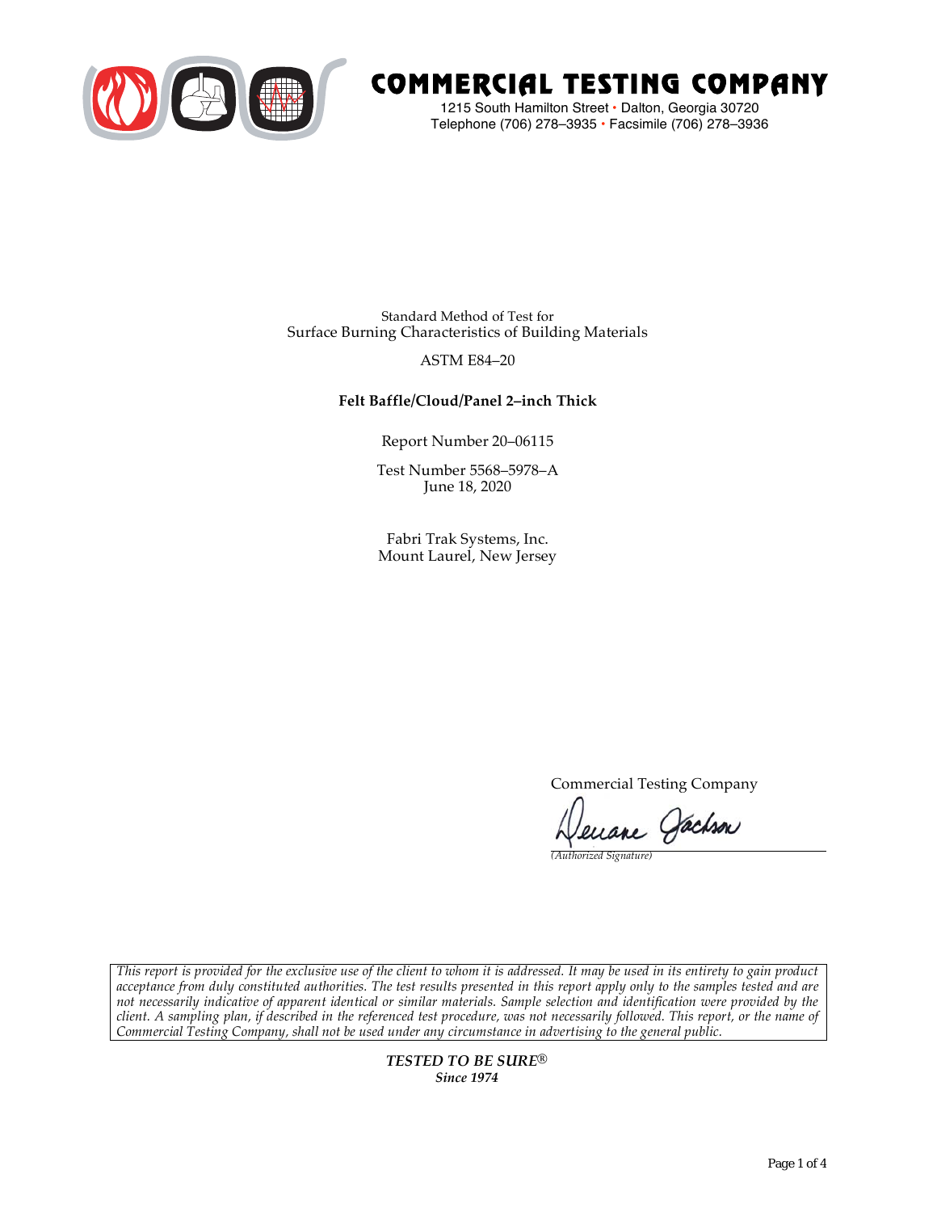# COMMERCIAL TESTING COMPANY

1215 South Hamilton Street • Dalton, Georgia 30720
Telephone (706) 278–3935 • Facsimile (706) 278–3936

Standard Method of Test for
Surface Burning Characteristics of Building Materials

ASTM E84–20

**Felt Baffle/Cloud/Panel 2–inch Thick**

Report Number 20–06115

Test Number 5568–5978–A
June 18, 2020

Fabri Trak Systems, Inc.
Mount Laurel, New Jersey

Commercial Testing Company

*(Authorized Signature)*

*This report is provided for the exclusive use of the client to whom it is addressed. It may be used in its entirety to gain product acceptance from duly constituted authorities. The test results presented in this report apply only to the samples tested and are not necessarily indicative of apparent identical or similar materials. Sample selection and identification were provided by the client. A sampling plan, if described in the referenced test procedure, was not necessarily followed. This report, or the name of Commercial Testing Company, shall not be used under any circumstance in advertising to the general public.*

***TESTED TO BE SURE®***
***Since 1974***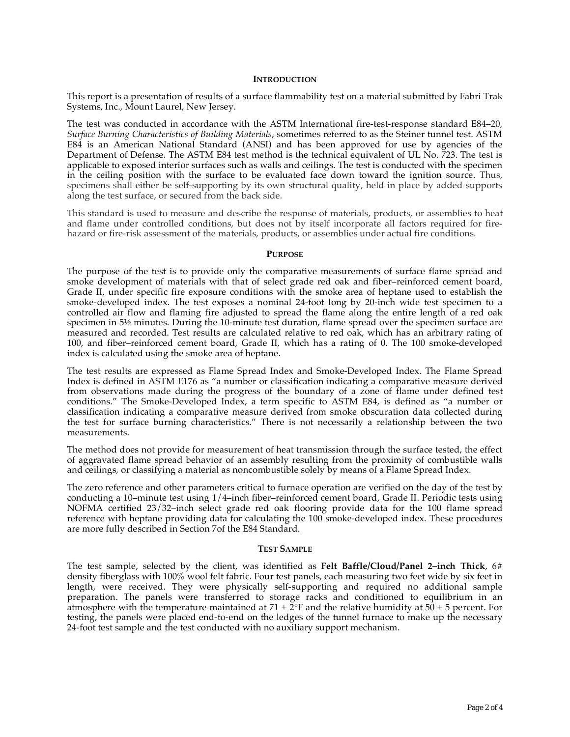## Introduction

This report is a presentation of results of a surface flammability test on a material submitted by Fabri Trak Systems, Inc., Mount Laurel, New Jersey.

The test was conducted in accordance with the ASTM International fire-test-response standard E84–20, *Surface Burning Characteristics of Building Materials*, sometimes referred to as the Steiner tunnel test. ASTM E84 is an American National Standard (ANSI) and has been approved for use by agencies of the Department of Defense. The ASTM E84 test method is the technical equivalent of UL No. 723. The test is applicable to exposed interior surfaces such as walls and ceilings. The test is conducted with the specimen in the ceiling position with the surface to be evaluated face down toward the ignition source. Thus, specimens shall either be self-supporting by its own structural quality, held in place by added supports along the test surface, or secured from the back side.

This standard is used to measure and describe the response of materials, products, or assemblies to heat and flame under controlled conditions, but does not by itself incorporate all factors required for fire-hazard or fire-risk assessment of the materials, products, or assemblies under actual fire conditions.

## Purpose

The purpose of the test is to provide only the comparative measurements of surface flame spread and smoke development of materials with that of select grade red oak and fiber–reinforced cement board, Grade II, under specific fire exposure conditions with the smoke area of heptane used to establish the smoke-developed index. The test exposes a nominal 24-foot long by 20-inch wide test specimen to a controlled air flow and flaming fire adjusted to spread the flame along the entire length of a red oak specimen in 5½ minutes. During the 10-minute test duration, flame spread over the specimen surface are measured and recorded. Test results are calculated relative to red oak, which has an arbitrary rating of 100, and fiber–reinforced cement board, Grade II, which has a rating of 0. The 100 smoke-developed index is calculated using the smoke area of heptane.

The test results are expressed as Flame Spread Index and Smoke-Developed Index. The Flame Spread Index is defined in ASTM E176 as "a number or classification indicating a comparative measure derived from observations made during the progress of the boundary of a zone of flame under defined test conditions." The Smoke-Developed Index, a term specific to ASTM E84, is defined as "a number or classification indicating a comparative measure derived from smoke obscuration data collected during the test for surface burning characteristics." There is not necessarily a relationship between the two measurements.

The method does not provide for measurement of heat transmission through the surface tested, the effect of aggravated flame spread behavior of an assembly resulting from the proximity of combustible walls and ceilings, or classifying a material as noncombustible solely by means of a Flame Spread Index.

The zero reference and other parameters critical to furnace operation are verified on the day of the test by conducting a 10–minute test using 1/4–inch fiber–reinforced cement board, Grade II. Periodic tests using NOFMA certified 23/32–inch select grade red oak flooring provide data for the 100 flame spread reference with heptane providing data for calculating the 100 smoke-developed index. These procedures are more fully described in Section 7of the E84 Standard.

## Test Sample

The test sample, selected by the client, was identified as **Felt Baffle/Cloud/Panel 2–inch Thick**, 6# density fiberglass with 100% wool felt fabric. Four test panels, each measuring two feet wide by six feet in length, were received. They were physically self-supporting and required no additional sample preparation. The panels were transferred to storage racks and conditioned to equilibrium in an atmosphere with the temperature maintained at 71 ± 2°F and the relative humidity at 50 ± 5 percent. For testing, the panels were placed end-to-end on the ledges of the tunnel furnace to make up the necessary 24-foot test sample and the test conducted with no auxiliary support mechanism.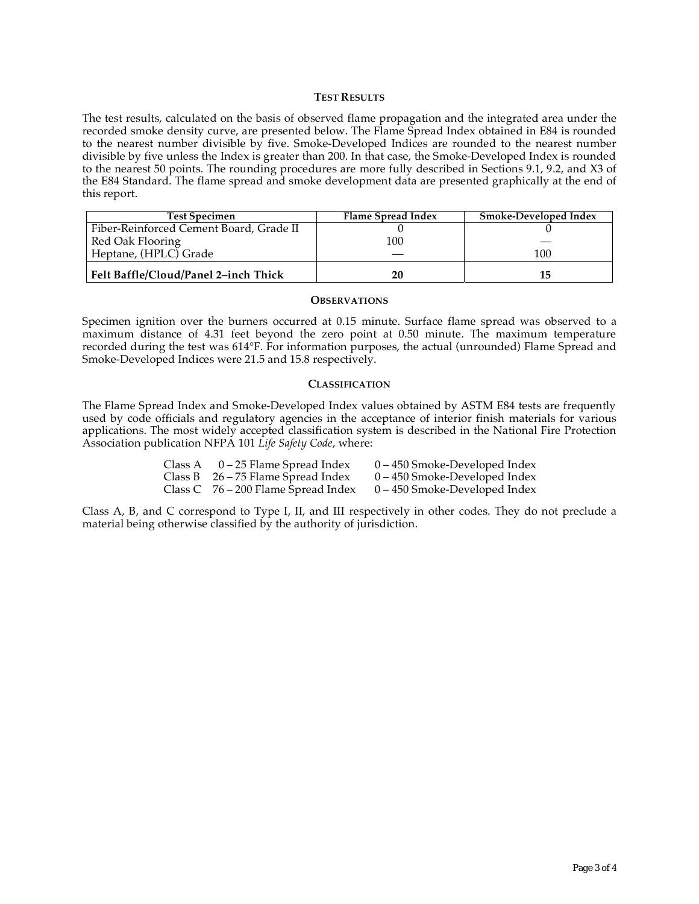## TEST RESULTS

The test results, calculated on the basis of observed flame propagation and the integrated area under the recorded smoke density curve, are presented below. The Flame Spread Index obtained in E84 is rounded to the nearest number divisible by five. Smoke-Developed Indices are rounded to the nearest number divisible by five unless the Index is greater than 200. In that case, the Smoke-Developed Index is rounded to the nearest 50 points. The rounding procedures are more fully described in Sections 9.1, 9.2, and X3 of the E84 Standard. The flame spread and smoke development data are presented graphically at the end of this report.

| Test Specimen | Flame Spread Index | Smoke-Developed Index |
|---|---|---|
| Fiber-Reinforced Cement Board, Grade II | 0 | 0 |
| Red Oak Flooring | 100 | — |
| Heptane, (HPLC) Grade | — | 100 |
| **Felt Baffle/Cloud/Panel 2–inch Thick** | **20** | **15** |

## OBSERVATIONS

Specimen ignition over the burners occurred at 0.15 minute. Surface flame spread was observed to a maximum distance of 4.31 feet beyond the zero point at 0.50 minute. The maximum temperature recorded during the test was 614°F. For information purposes, the actual (unrounded) Flame Spread and Smoke-Developed Indices were 21.5 and 15.8 respectively.

## CLASSIFICATION

The Flame Spread Index and Smoke-Developed Index values obtained by ASTM E84 tests are frequently used by code officials and regulatory agencies in the acceptance of interior finish materials for various applications. The most widely accepted classification system is described in the National Fire Protection Association publication NFPA 101 *Life Safety Code*, where:

| | | |
|---|---|---|
| Class A | 0 – 25 Flame Spread Index | 0 – 450 Smoke-Developed Index |
| Class B | 26 – 75 Flame Spread Index | 0 – 450 Smoke-Developed Index |
| Class C | 76 – 200 Flame Spread Index | 0 – 450 Smoke-Developed Index |

Class A, B, and C correspond to Type I, II, and III respectively in other codes. They do not preclude a material being otherwise classified by the authority of jurisdiction.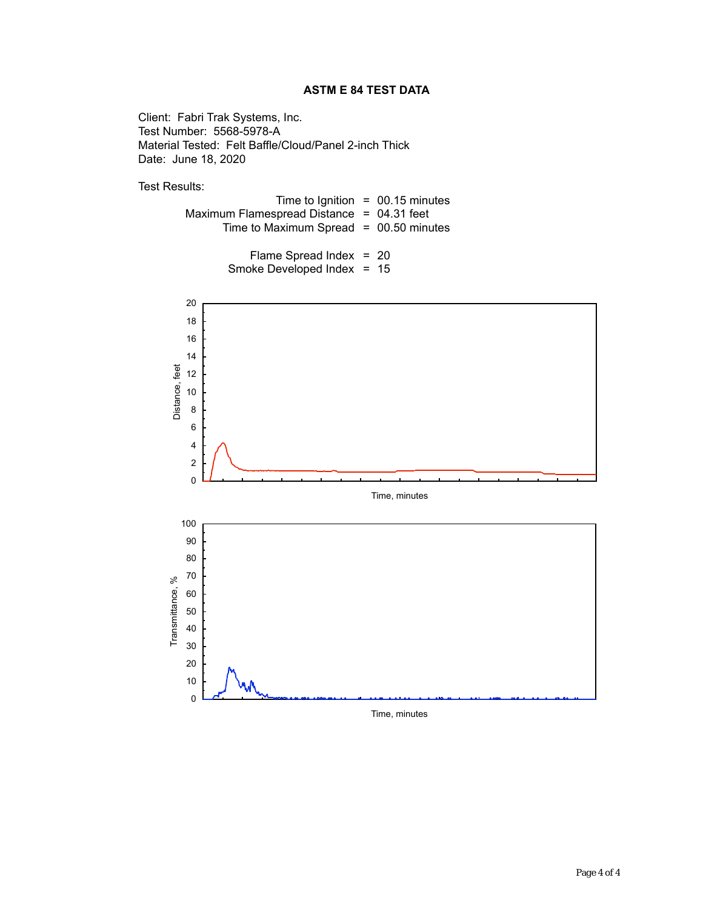# ASTM E 84 TEST DATA

Client: Fabri Trak Systems, Inc.
Test Number: 5568-5978-A
Material Tested: Felt Baffle/Cloud/Panel 2-inch Thick
Date: June 18, 2020

Test Results:

Time to Ignition = 00.15 minutes
Maximum Flamespread Distance = 04.31 feet
Time to Maximum Spread = 00.50 minutes

Flame Spread Index = 20
Smoke Developed Index = 15

Distance, feet
20
18
16
14
12
10
8
6
4
2
0
Time, minutes

Transmittance, %
100
90
80
70
60
50
40
30
20
10
0
Time, minutes